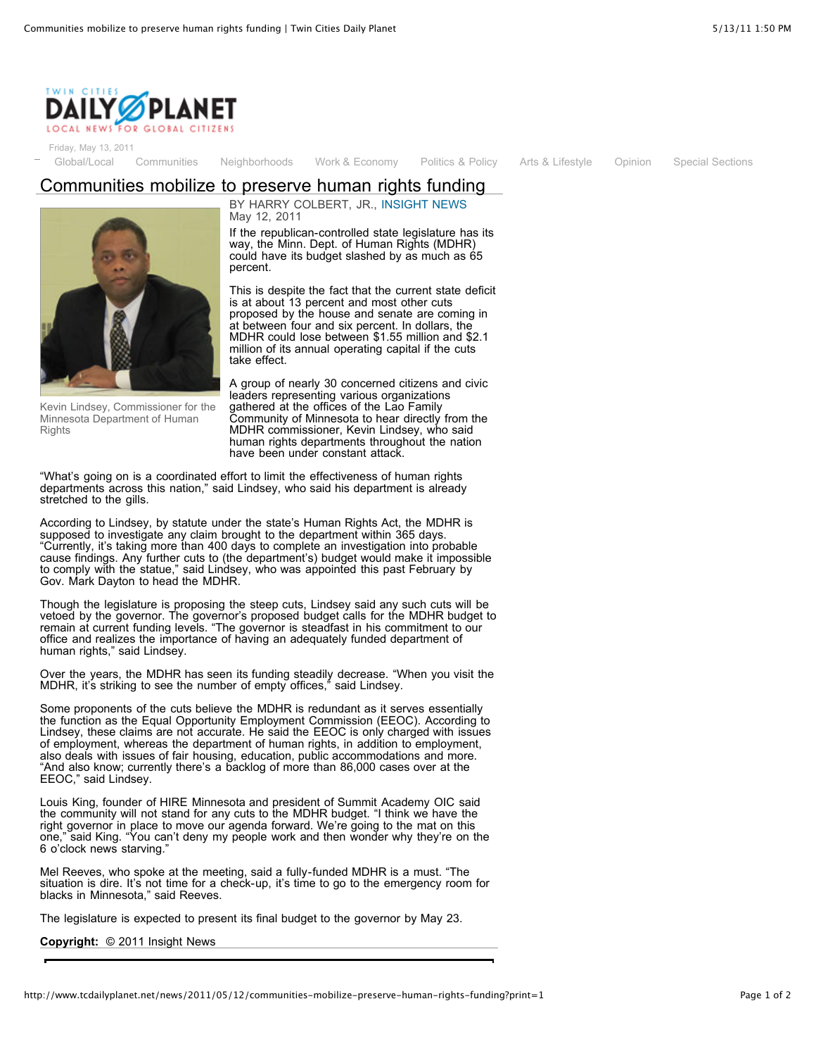Friday, May 13, 2011

Global/Local Communities Neighborhoods Work & Economy Politics & Policy Arts & Lifestyle Opinion Special Sections

# Communities mobilize to preserve human rights funding

BY HARRY COLBERT, JR., INSIGHT NEWS
May 12, 2011

Kevin Lindsey, Commissioner for the Minnesota Department of Human Rights

If the republican-controlled state legislature has its way, the Minn. Dept. of Human Rights (MDHR) could have its budget slashed by as much as 65 percent.

This is despite the fact that the current state deficit is at about 13 percent and most other cuts proposed by the house and senate are coming in at between four and six percent. In dollars, the MDHR could lose between $1.55 million and $2.1 million of its annual operating capital if the cuts take effect.

A group of nearly 30 concerned citizens and civic leaders representing various organizations gathered at the offices of the Lao Family Community of Minnesota to hear directly from the MDHR commissioner, Kevin Lindsey, who said human rights departments throughout the nation have been under constant attack.

"What's going on is a coordinated effort to limit the effectiveness of human rights departments across this nation," said Lindsey, who said his department is already stretched to the gills.

According to Lindsey, by statute under the state's Human Rights Act, the MDHR is supposed to investigate any claim brought to the department within 365 days. "Currently, it's taking more than 400 days to complete an investigation into probable cause findings. Any further cuts to (the department's) budget would make it impossible to comply with the statue," said Lindsey, who was appointed this past February by Gov. Mark Dayton to head the MDHR.

Though the legislature is proposing the steep cuts, Lindsey said any such cuts will be vetoed by the governor. The governor's proposed budget calls for the MDHR budget to remain at current funding levels. "The governor is steadfast in his commitment to our office and realizes the importance of having an adequately funded department of human rights," said Lindsey.

Over the years, the MDHR has seen its funding steadily decrease. "When you visit the MDHR, it's striking to see the number of empty offices," said Lindsey.

Some proponents of the cuts believe the MDHR is redundant as it serves essentially the function as the Equal Opportunity Employment Commission (EEOC). According to Lindsey, these claims are not accurate. He said the EEOC is only charged with issues of employment, whereas the department of human rights, in addition to employment, also deals with issues of fair housing, education, public accommodations and more. "And also know; currently there's a backlog of more than 86,000 cases over at the EEOC," said Lindsey.

Louis King, founder of HIRE Minnesota and president of Summit Academy OIC said the community will not stand for any cuts to the MDHR budget. "I think we have the right governor in place to move our agenda forward. We're going to the mat on this one," said King. "You can't deny my people work and then wonder why they're on the 6 o'clock news starving."

Mel Reeves, who spoke at the meeting, said a fully-funded MDHR is a must. "The situation is dire. It's not time for a check-up, it's time to go to the emergency room for blacks in Minnesota," said Reeves.

The legislature is expected to present its final budget to the governor by May 23.

**Copyright:** © 2011 Insight News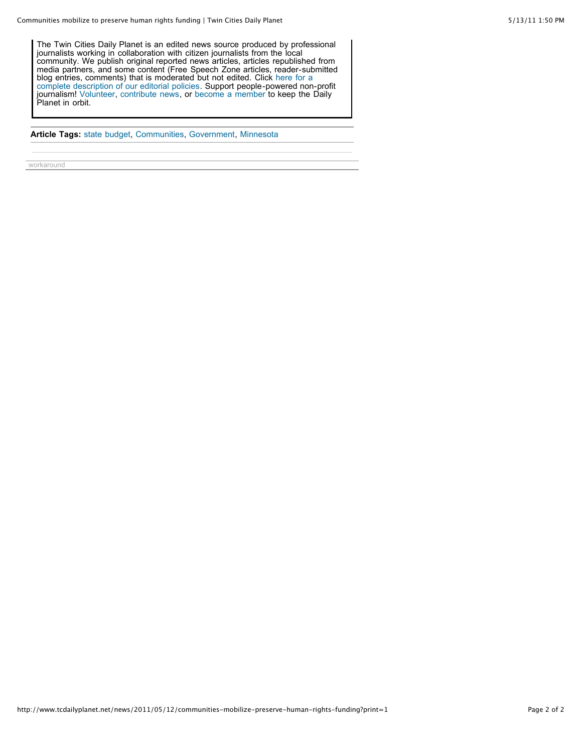The Twin Cities Daily Planet is an edited news source produced by professional journalists working in collaboration with citizen journalists from the local community. We publish original reported news articles, articles republished from media partners, and some content (Free Speech Zone articles, reader-submitted blog entries, comments) that is moderated but not edited. Click here for a complete description of our editorial policies. Support people-powered non-profit journalism! Volunteer, contribute news, or become a member to keep the Daily Planet in orbit.

**Article Tags:** state budget, Communities, Government, Minnesota

workaround